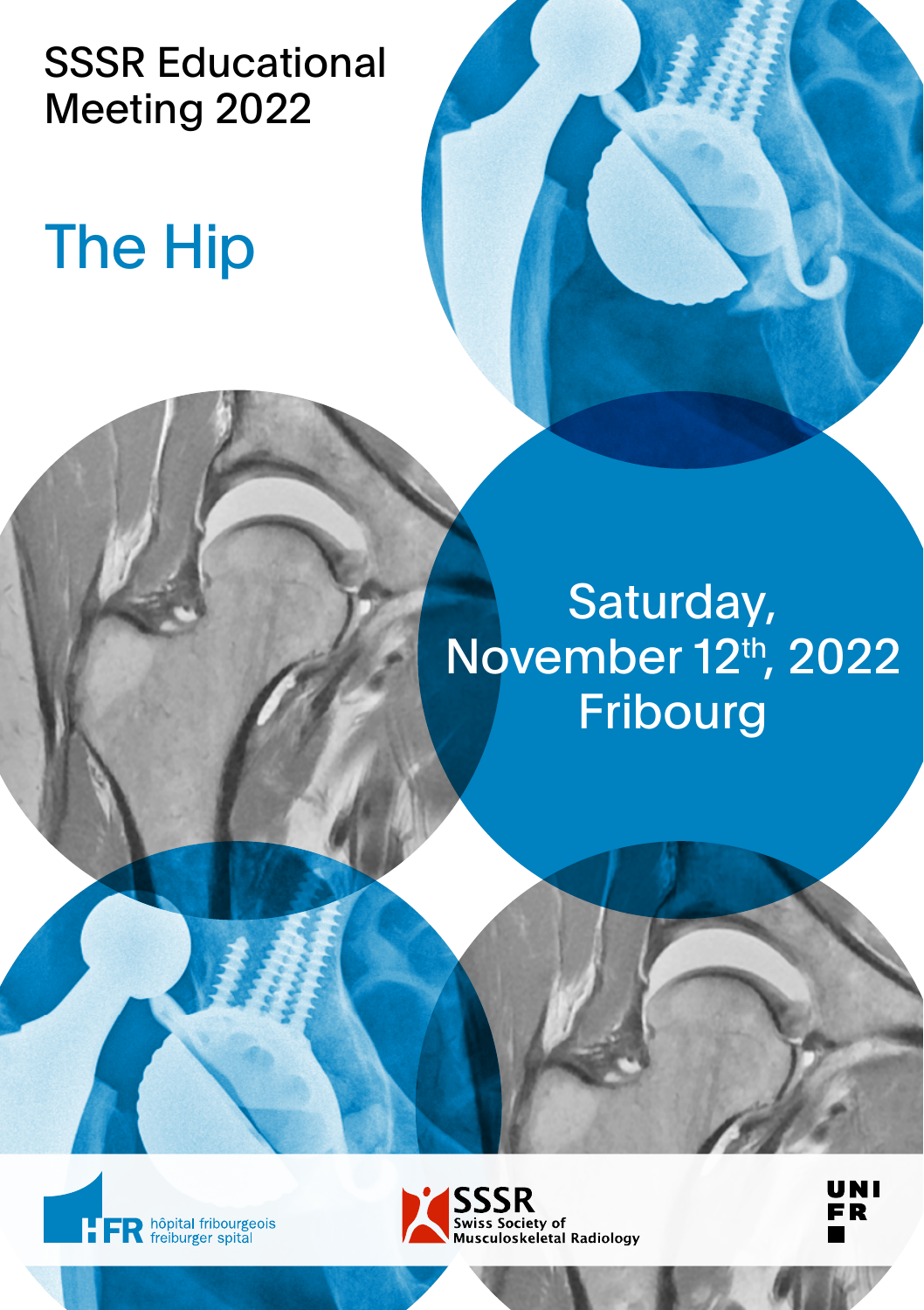# SSSR Educational Meeting 2022

## The Hip

Saturday,
November 12th, 2022
Fribourg

HFR hôpital fribourgeois freiburger spital

SSSR Swiss Society of Musculoskeletal Radiology

UNI FR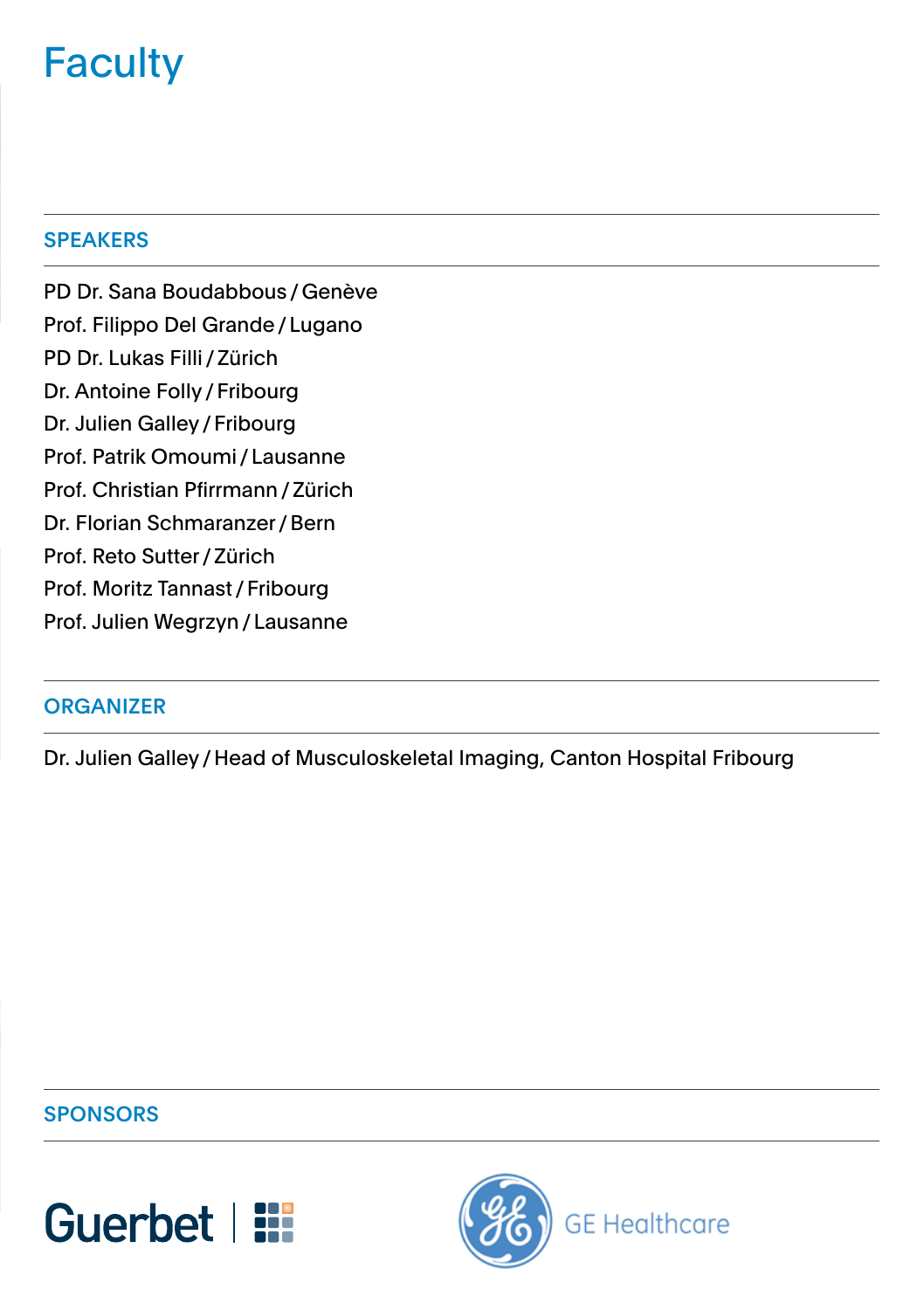# Faculty

## SPEAKERS

PD Dr. Sana Boudabbous / Genève
Prof. Filippo Del Grande / Lugano
PD Dr. Lukas Filli / Zürich
Dr. Antoine Folly / Fribourg
Dr. Julien Galley / Fribourg
Prof. Patrik Omoumi / Lausanne
Prof. Christian Pfirrmann / Zürich
Dr. Florian Schmaranzer / Bern
Prof. Reto Sutter / Zürich
Prof. Moritz Tannast / Fribourg
Prof. Julien Wegrzyn / Lausanne

## ORGANIZER

Dr. Julien Galley / Head of Musculoskeletal Imaging, Canton Hospital Fribourg

## SPONSORS

Guerbet

GE Healthcare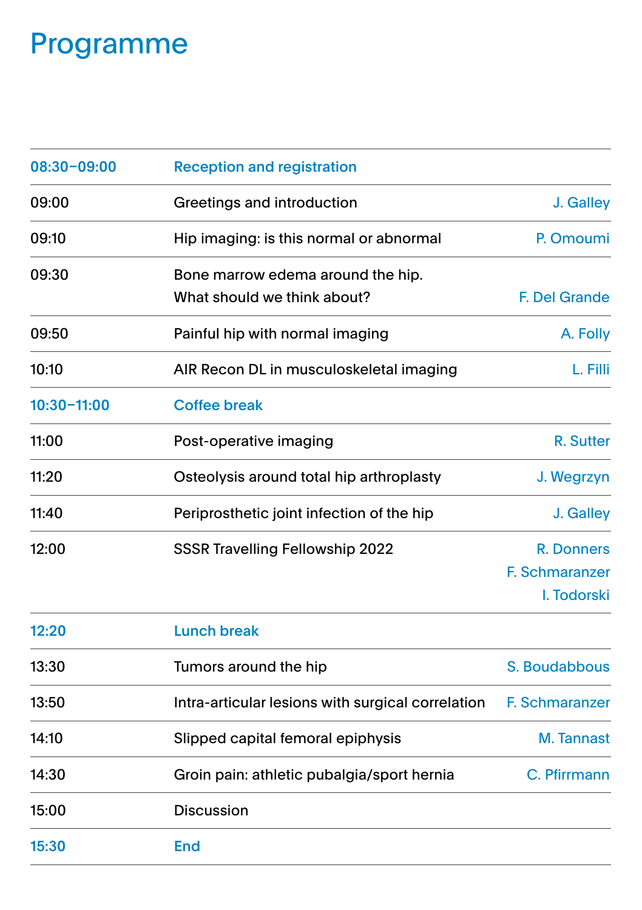# Programme

| | | |
|---|---|---|
| **08:30–09:00** | **Reception and registration** | |
| 09:00 | Greetings and introduction | J. Galley |
| 09:10 | Hip imaging: is this normal or abnormal | P. Omoumi |
| 09:30 | Bone marrow edema around the hip. What should we think about? | F. Del Grande |
| 09:50 | Painful hip with normal imaging | A. Folly |
| 10:10 | AIR Recon DL in musculoskeletal imaging | L. Filli |
| **10:30–11:00** | **Coffee break** | |
| 11:00 | Post-operative imaging | R. Sutter |
| 11:20 | Osteolysis around total hip arthroplasty | J. Wegrzyn |
| 11:40 | Periprosthetic joint infection of the hip | J. Galley |
| 12:00 | SSSR Travelling Fellowship 2022 | R. Donners<br>F. Schmaranzer<br>I. Todorski |
| **12:20** | **Lunch break** | |
| 13:30 | Tumors around the hip | S. Boudabbous |
| 13:50 | Intra-articular lesions with surgical correlation | F. Schmaranzer |
| 14:10 | Slipped capital femoral epiphysis | M. Tannast |
| 14:30 | Groin pain: athletic pubalgia/sport hernia | C. Pfirrmann |
| 15:00 | Discussion | |
| **15:30** | **End** | |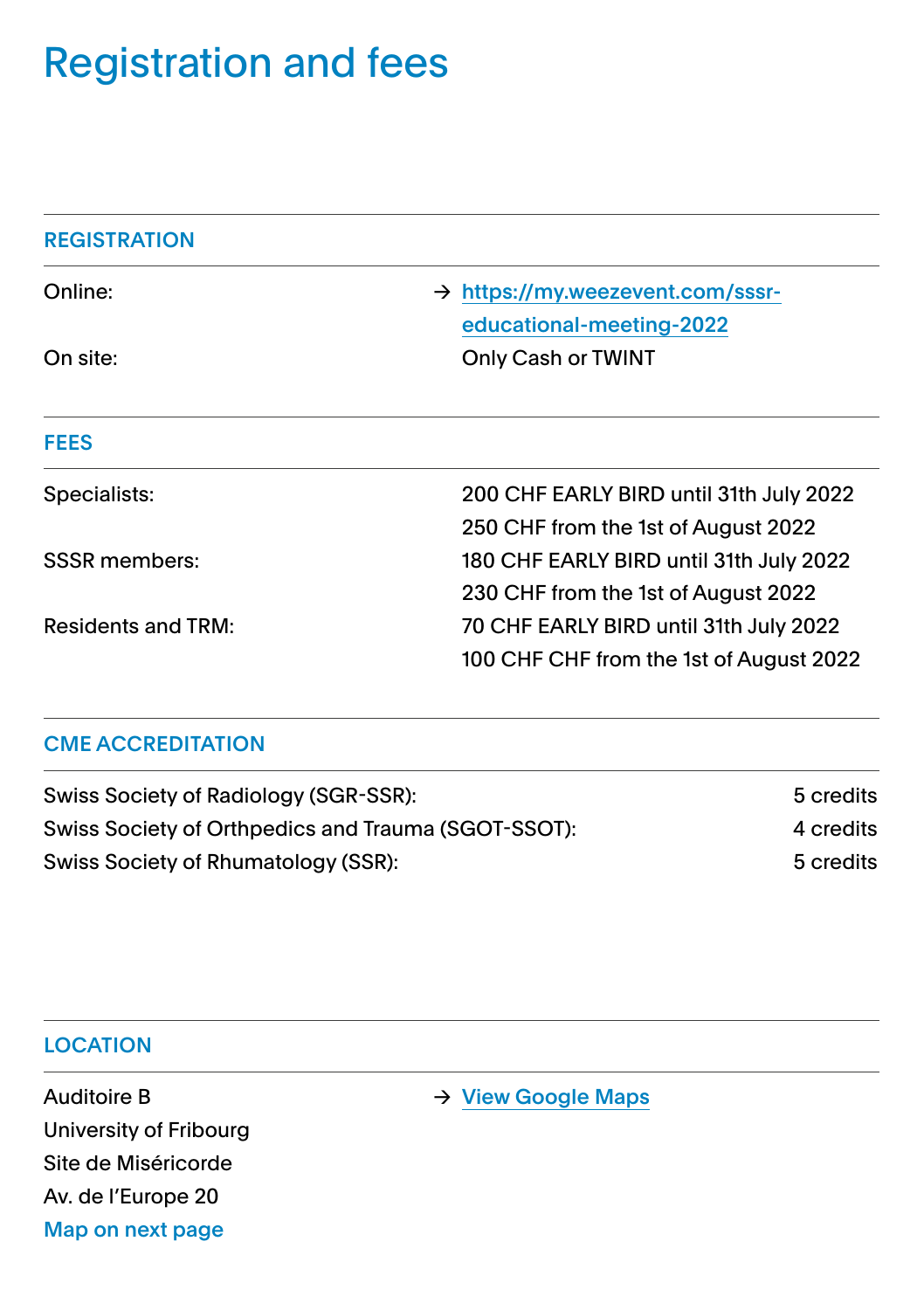# Registration and fees

## REGISTRATION

| | |
|---|---|
| Online: | → https://my.weezevent.com/sssr-educational-meeting-2022 |
| On site: | Only Cash or TWINT |

## FEES

| | |
|---|---|
| Specialists: | 200 CHF EARLY BIRD until 31th July 2022 |
| | 250 CHF from the 1st of August 2022 |
| SSSR members: | 180 CHF EARLY BIRD until 31th July 2022 |
| | 230 CHF from the 1st of August 2022 |
| Residents and TRM: | 70 CHF EARLY BIRD until 31th July 2022 |
| | 100 CHF CHF from the 1st of August 2022 |

## CME ACCREDITATION

| | |
|---|---|
| Swiss Society of Radiology (SGR-SSR): | 5 credits |
| Swiss Society of Orthpedics and Trauma (SGOT-SSOT): | 4 credits |
| Swiss Society of Rhumatology (SSR): | 5 credits |

## LOCATION

Auditoire B
University of Fribourg
Site de Miséricorde
Av. de l'Europe 20
Map on next page

→ View Google Maps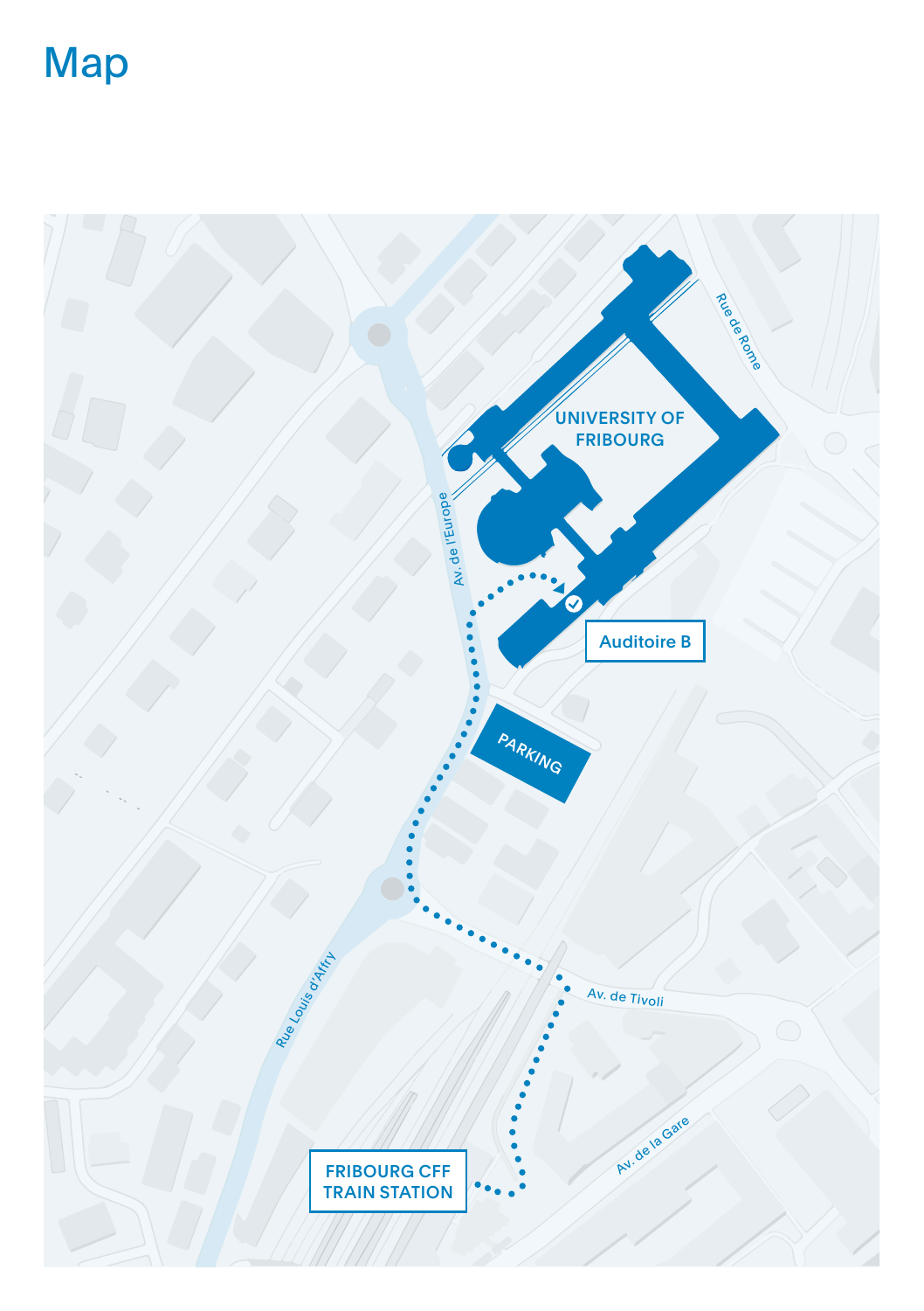# Map

UNIVERSITY OF FRIBOURG

Rue de Rome

Av. de l'Europe

Auditoire B

PARKING

Rue Louis d'Affry

Av. de Tivoli

Av. de la Gare

FRIBOURG CFF TRAIN STATION